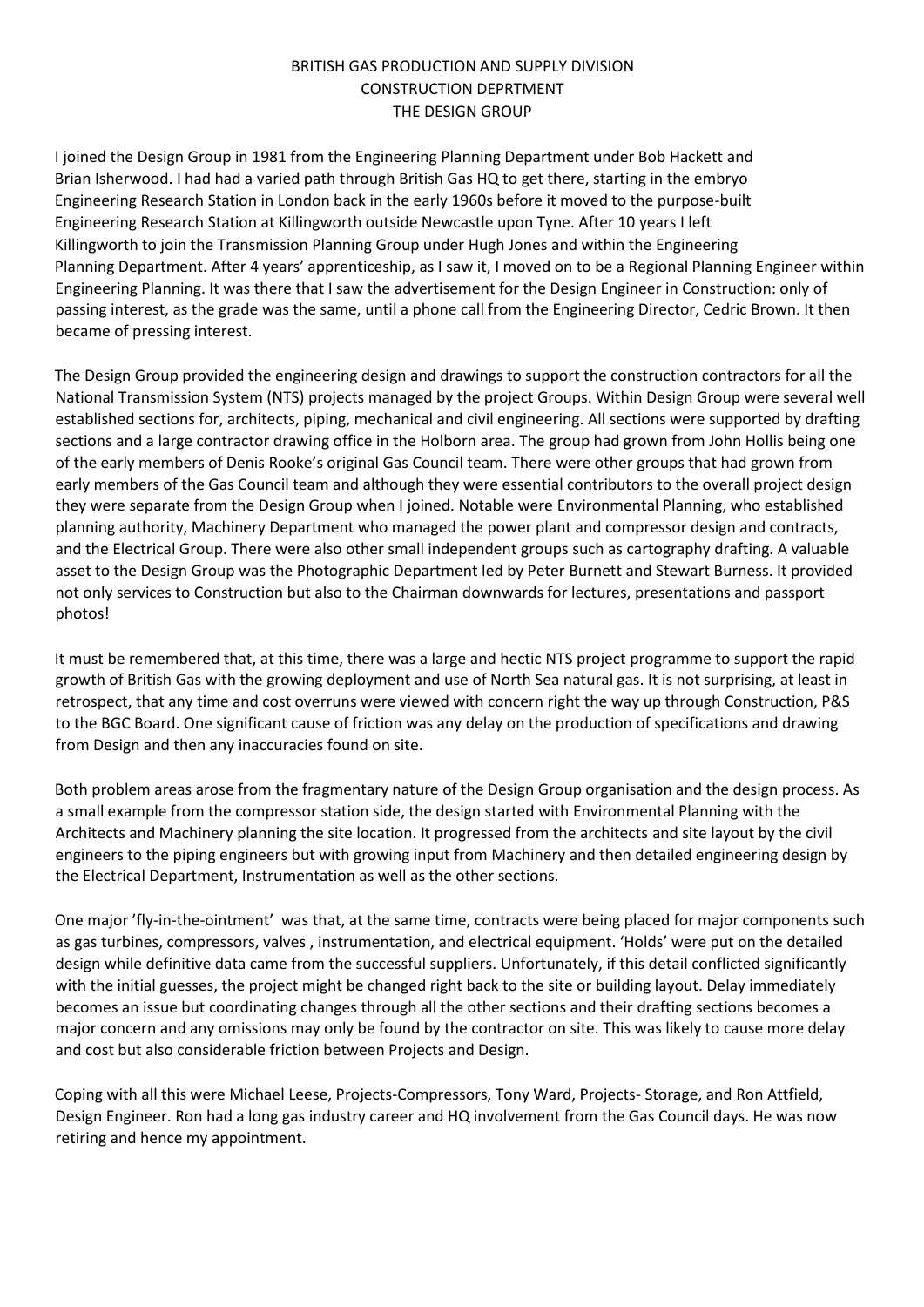# BRITISH GAS PRODUCTION AND SUPPLY DIVISION
## CONSTRUCTION DEPRTMENT
## THE DESIGN GROUP

I joined the Design Group in 1981 from the Engineering Planning Department under Bob Hackett and Brian Isherwood. I had had a varied path through British Gas HQ to get there, starting in the embryo Engineering Research Station in London back in the early 1960s before it moved to the purpose-built Engineering Research Station at Killingworth outside Newcastle upon Tyne. After 10 years I left Killingworth to join the Transmission Planning Group under Hugh Jones and within the Engineering Planning Department. After 4 years' apprenticeship, as I saw it, I moved on to be a Regional Planning Engineer within Engineering Planning. It was there that I saw the advertisement for the Design Engineer in Construction: only of passing interest, as the grade was the same, until a phone call from the Engineering Director, Cedric Brown. It then became of pressing interest.

The Design Group provided the engineering design and drawings to support the construction contractors for all the National Transmission System (NTS) projects managed by the project Groups. Within Design Group were several well established sections for, architects, piping, mechanical and civil engineering. All sections were supported by drafting sections and a large contractor drawing office in the Holborn area. The group had grown from John Hollis being one of the early members of Denis Rooke's original Gas Council team. There were other groups that had grown from early members of the Gas Council team and although they were essential contributors to the overall project design they were separate from the Design Group when I joined. Notable were Environmental Planning, who established planning authority, Machinery Department who managed the power plant and compressor design and contracts, and the Electrical Group. There were also other small independent groups such as cartography drafting. A valuable asset to the Design Group was the Photographic Department led by Peter Burnett and Stewart Burness. It provided not only services to Construction but also to the Chairman downwards for lectures, presentations and passport photos!

It must be remembered that, at this time, there was a large and hectic NTS project programme to support the rapid growth of British Gas with the growing deployment and use of North Sea natural gas. It is not surprising, at least in retrospect, that any time and cost overruns were viewed with concern right the way up through Construction, P&S to the BGC Board. One significant cause of friction was any delay on the production of specifications and drawing from Design and then any inaccuracies found on site.

Both problem areas arose from the fragmentary nature of the Design Group organisation and the design process. As a small example from the compressor station side, the design started with Environmental Planning with the Architects and Machinery planning the site location. It progressed from the architects and site layout by the civil engineers to the piping engineers but with growing input from Machinery and then detailed engineering design by the Electrical Department, Instrumentation as well as the other sections.

One major 'fly-in-the-ointment' was that, at the same time, contracts were being placed for major components such as gas turbines, compressors, valves , instrumentation, and electrical equipment. 'Holds' were put on the detailed design while definitive data came from the successful suppliers. Unfortunately, if this detail conflicted significantly with the initial guesses, the project might be changed right back to the site or building layout. Delay immediately becomes an issue but coordinating changes through all the other sections and their drafting sections becomes a major concern and any omissions may only be found by the contractor on site. This was likely to cause more delay and cost but also considerable friction between Projects and Design.

Coping with all this were Michael Leese, Projects-Compressors, Tony Ward, Projects- Storage, and Ron Attfield, Design Engineer. Ron had a long gas industry career and HQ involvement from the Gas Council days. He was now retiring and hence my appointment.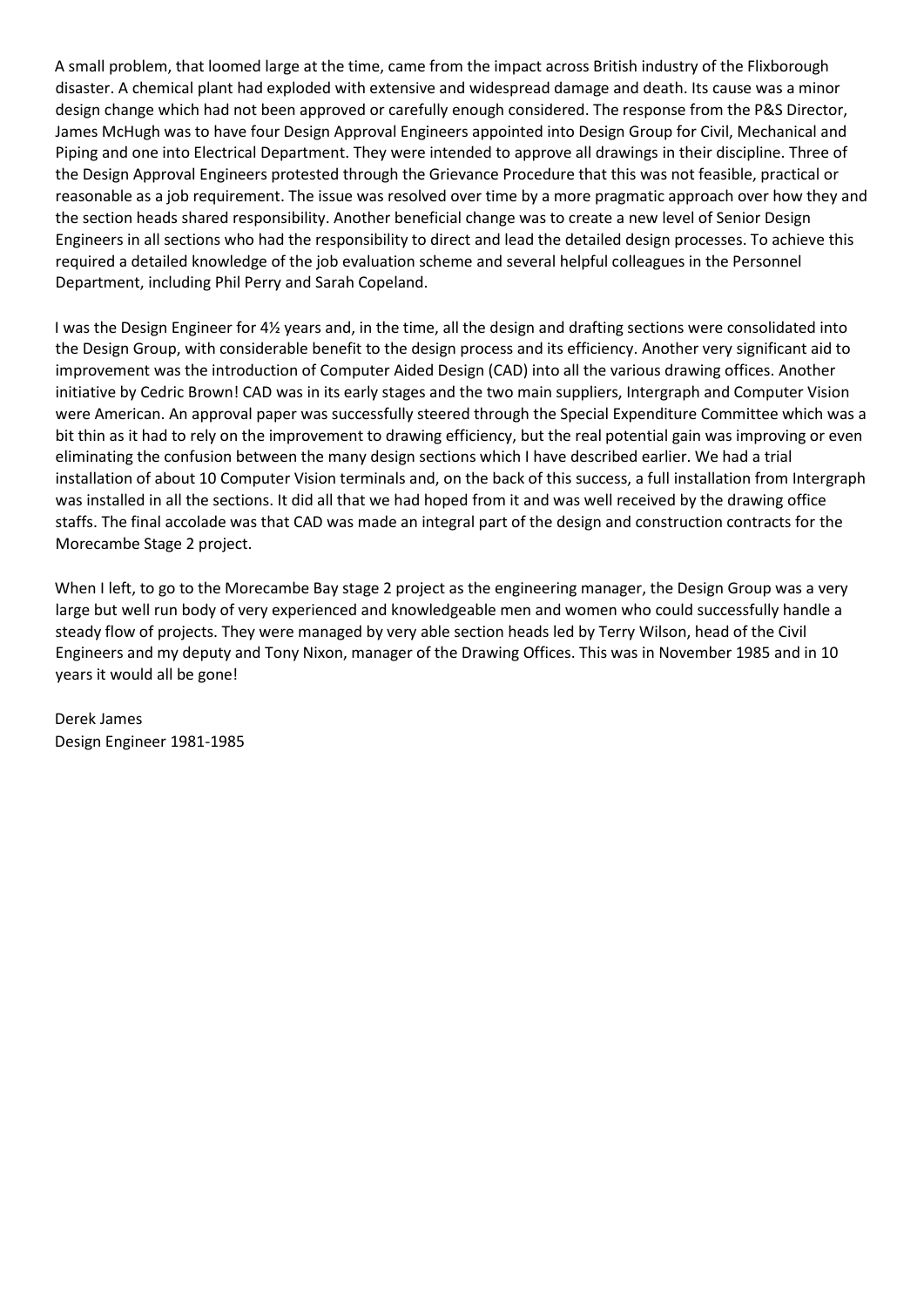A small problem, that loomed large at the time, came from the impact across British industry of the Flixborough disaster. A chemical plant had exploded with extensive and widespread damage and death. Its cause was a minor design change which had not been approved or carefully enough considered. The response from the P&S Director, James McHugh was to have four Design Approval Engineers appointed into Design Group for Civil, Mechanical and Piping and one into Electrical Department. They were intended to approve all drawings in their discipline. Three of the Design Approval Engineers protested through the Grievance Procedure that this was not feasible, practical or reasonable as a job requirement. The issue was resolved over time by a more pragmatic approach over how they and the section heads shared responsibility. Another beneficial change was to create a new level of Senior Design Engineers in all sections who had the responsibility to direct and lead the detailed design processes. To achieve this required a detailed knowledge of the job evaluation scheme and several helpful colleagues in the Personnel Department, including Phil Perry and Sarah Copeland.

I was the Design Engineer for 4½ years and, in the time, all the design and drafting sections were consolidated into the Design Group, with considerable benefit to the design process and its efficiency. Another very significant aid to improvement was the introduction of Computer Aided Design (CAD) into all the various drawing offices. Another initiative by Cedric Brown! CAD was in its early stages and the two main suppliers, Intergraph and Computer Vision were American. An approval paper was successfully steered through the Special Expenditure Committee which was a bit thin as it had to rely on the improvement to drawing efficiency, but the real potential gain was improving or even eliminating the confusion between the many design sections which I have described earlier. We had a trial installation of about 10 Computer Vision terminals and, on the back of this success, a full installation from Intergraph was installed in all the sections. It did all that we had hoped from it and was well received by the drawing office staffs. The final accolade was that CAD was made an integral part of the design and construction contracts for the Morecambe Stage 2 project.

When I left, to go to the Morecambe Bay stage 2 project as the engineering manager, the Design Group was a very large but well run body of very experienced and knowledgeable men and women who could successfully handle a steady flow of projects. They were managed by very able section heads led by Terry Wilson, head of the Civil Engineers and my deputy and Tony Nixon, manager of the Drawing Offices. This was in November 1985 and in 10 years it would all be gone!

Derek James
Design Engineer 1981-1985